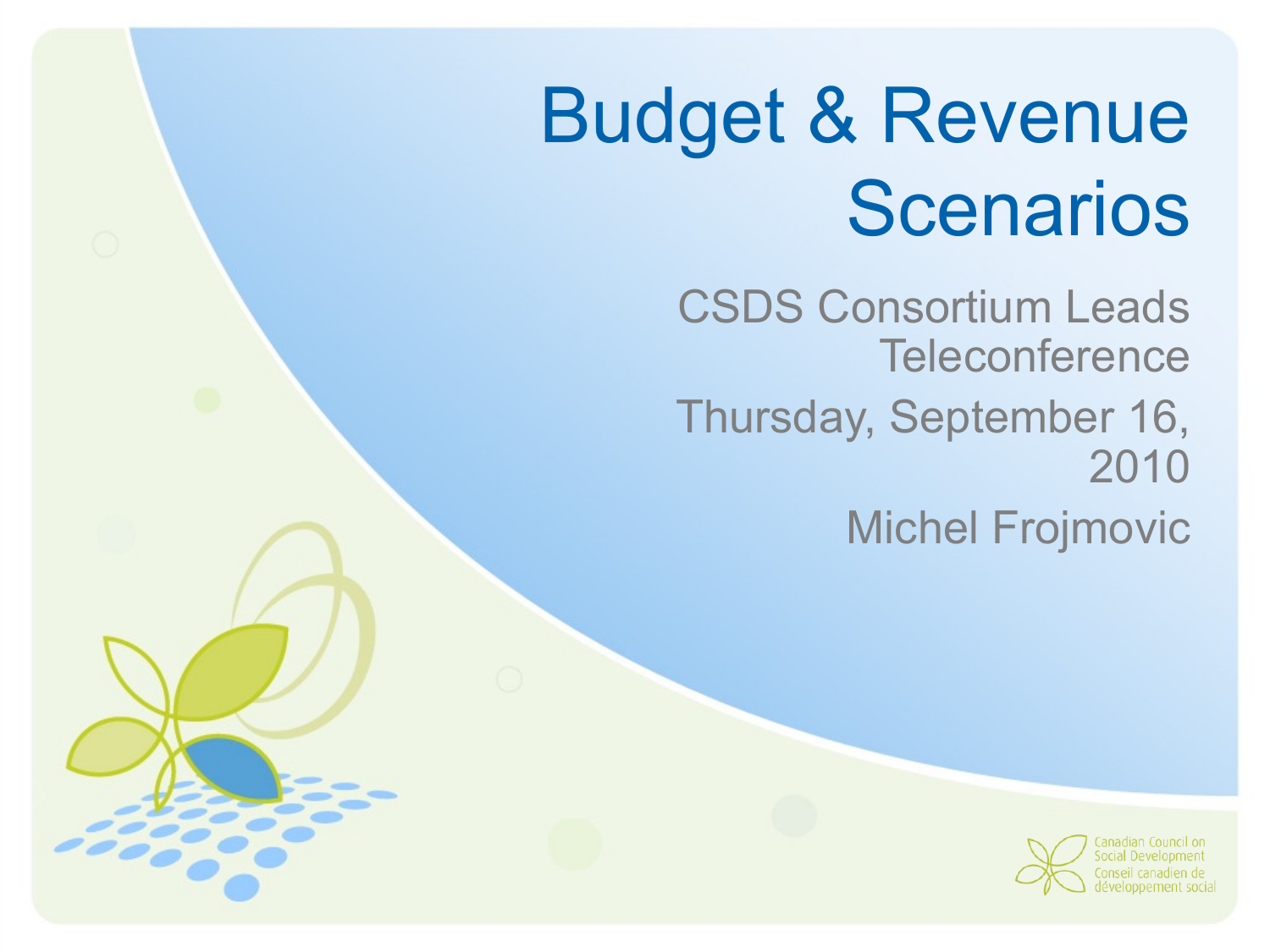# Budget & Revenue Scenarios

CSDS Consortium Leads Teleconference

Thursday, September 16, 2010

Michel Frojmovic

Canadian Council on Social Development
Conseil canadien de développement social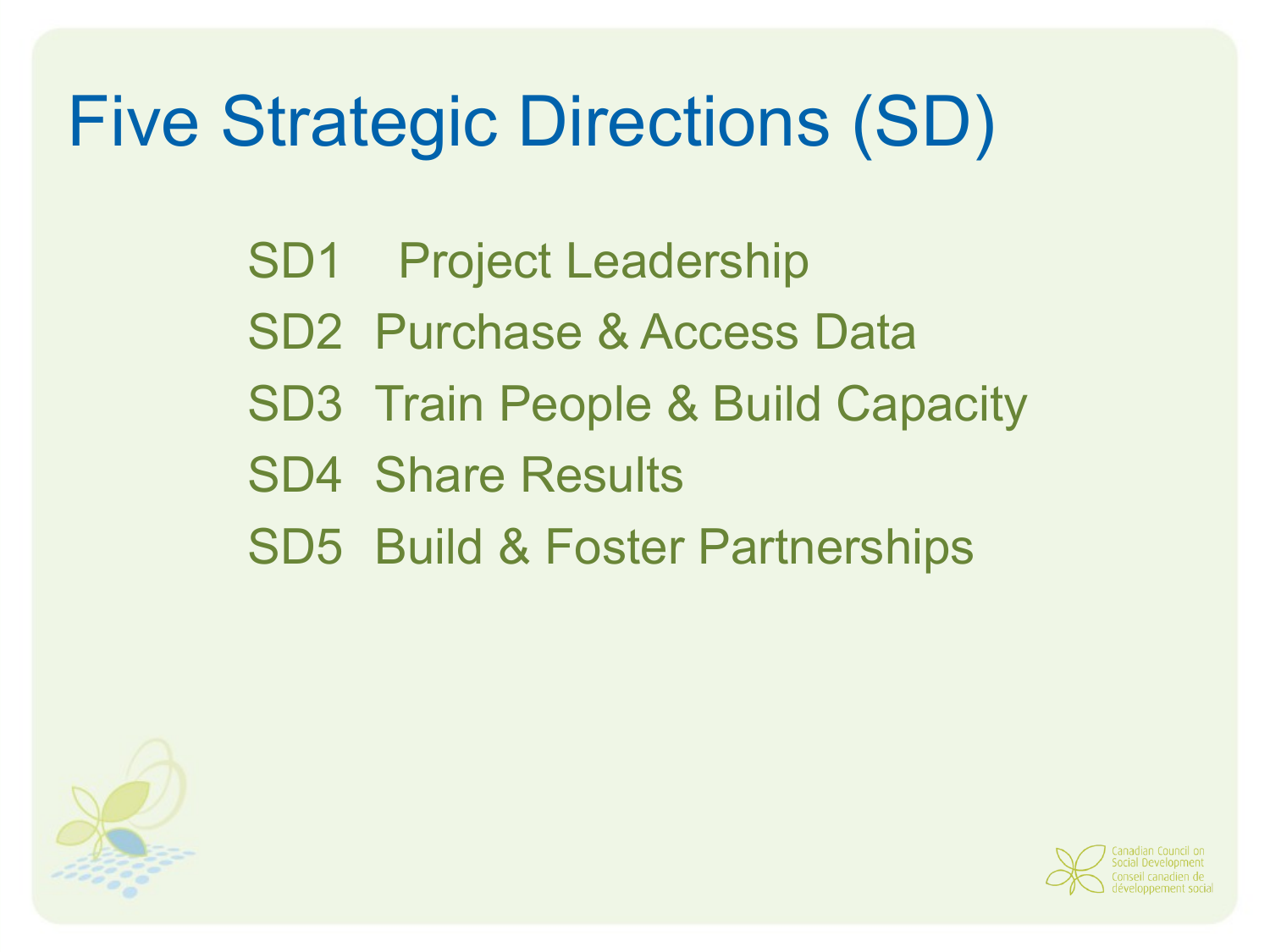# Five Strategic Directions (SD)

SD1 Project Leadership

SD2 Purchase & Access Data

SD3 Train People & Build Capacity

SD4 Share Results

SD5 Build & Foster Partnerships

Canadian Council on Social Development
Conseil canadien de développement social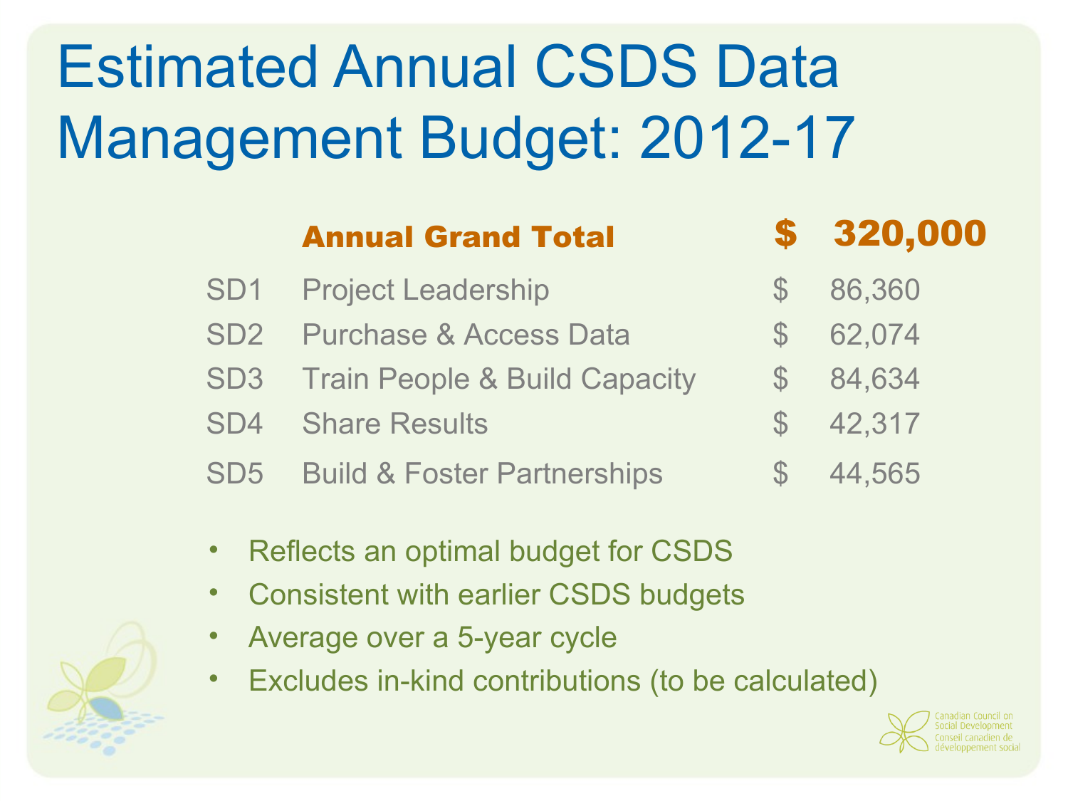# Estimated Annual CSDS Data Management Budget: 2012-17

| | | | |
|---|---|---|---|
| | **Annual Grand Total** | **$** | **320,000** |
| SD1 | Project Leadership | $ | 86,360 |
| SD2 | Purchase & Access Data | $ | 62,074 |
| SD3 | Train People & Build Capacity | $ | 84,634 |
| SD4 | Share Results | $ | 42,317 |
| SD5 | Build & Foster Partnerships | $ | 44,565 |

- Reflects an optimal budget for CSDS
- Consistent with earlier CSDS budgets
- Average over a 5-year cycle
- Excludes in-kind contributions (to be calculated)

Canadian Council on Social Development
Conseil canadien de développement social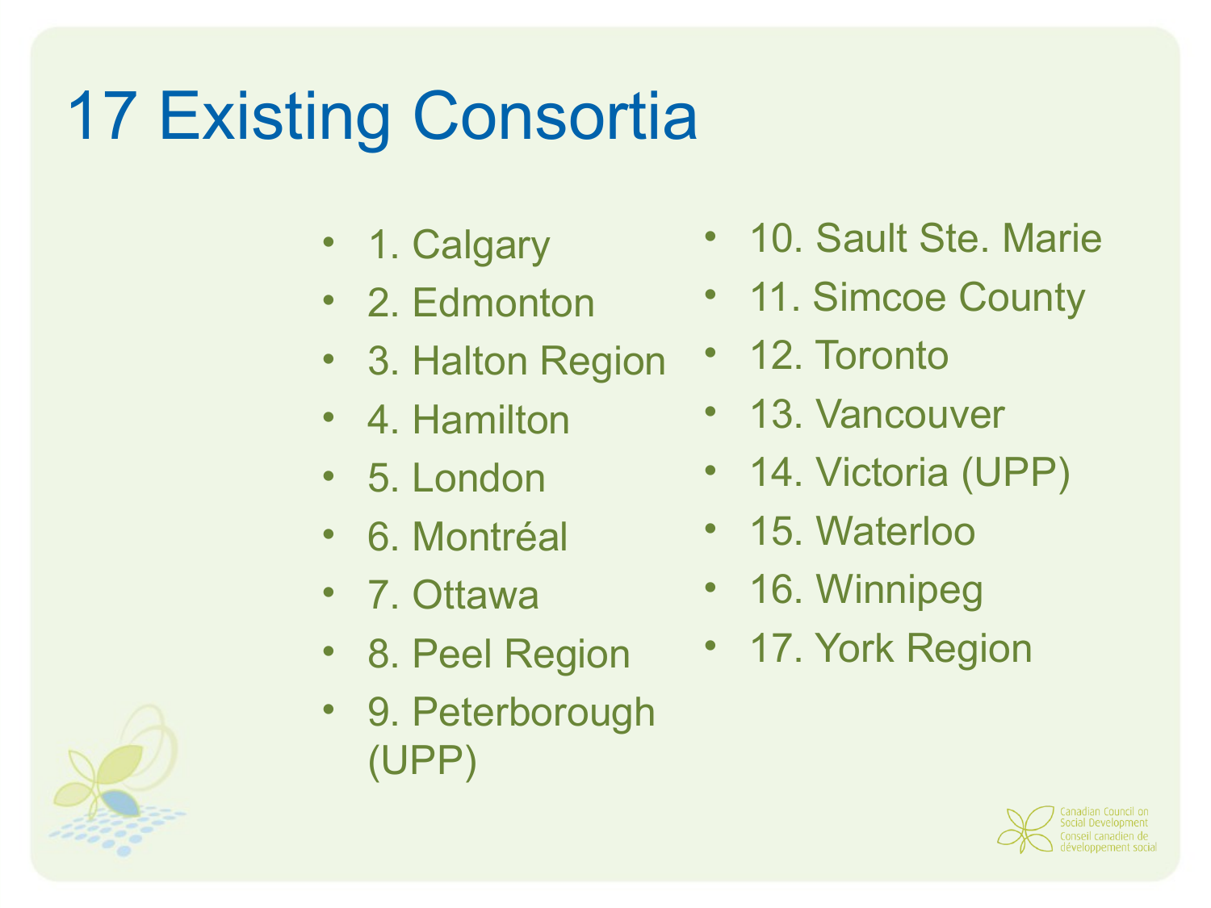# 17 Existing Consortia

- 1. Calgary
- 2. Edmonton
- 3. Halton Region
- 4. Hamilton
- 5. London
- 6. Montréal
- 7. Ottawa
- 8. Peel Region
- 9. Peterborough (UPP)
- 10. Sault Ste. Marie
- 11. Simcoe County
- 12. Toronto
- 13. Vancouver
- 14. Victoria (UPP)
- 15. Waterloo
- 16. Winnipeg
- 17. York Region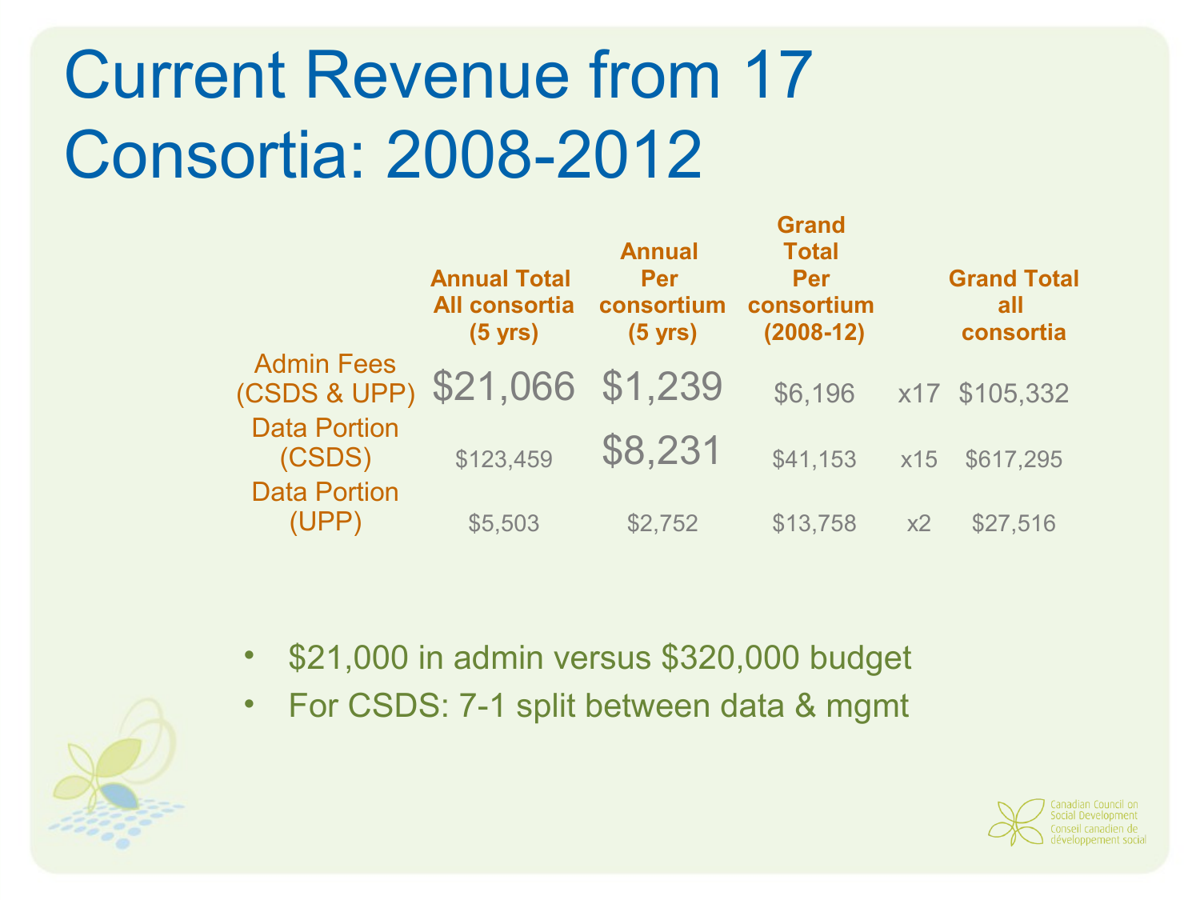# Current Revenue from 17 Consortia: 2008-2012

| | Annual Total All consortia (5 yrs) | Annual Per consortium (5 yrs) | Grand Total Per consortium (2008-12) | | Grand Total all consortia |
|---|---|---|---|---|---|
| Admin Fees (CSDS & UPP) | $21,066 | $1,239 | $6,196 | x17 | $105,332 |
| Data Portion (CSDS) | $123,459 | $8,231 | $41,153 | x15 | $617,295 |
| Data Portion (UPP) | $5,503 | $2,752 | $13,758 | x2 | $27,516 |

- $21,000 in admin versus $320,000 budget
- For CSDS: 7-1 split between data & mgmt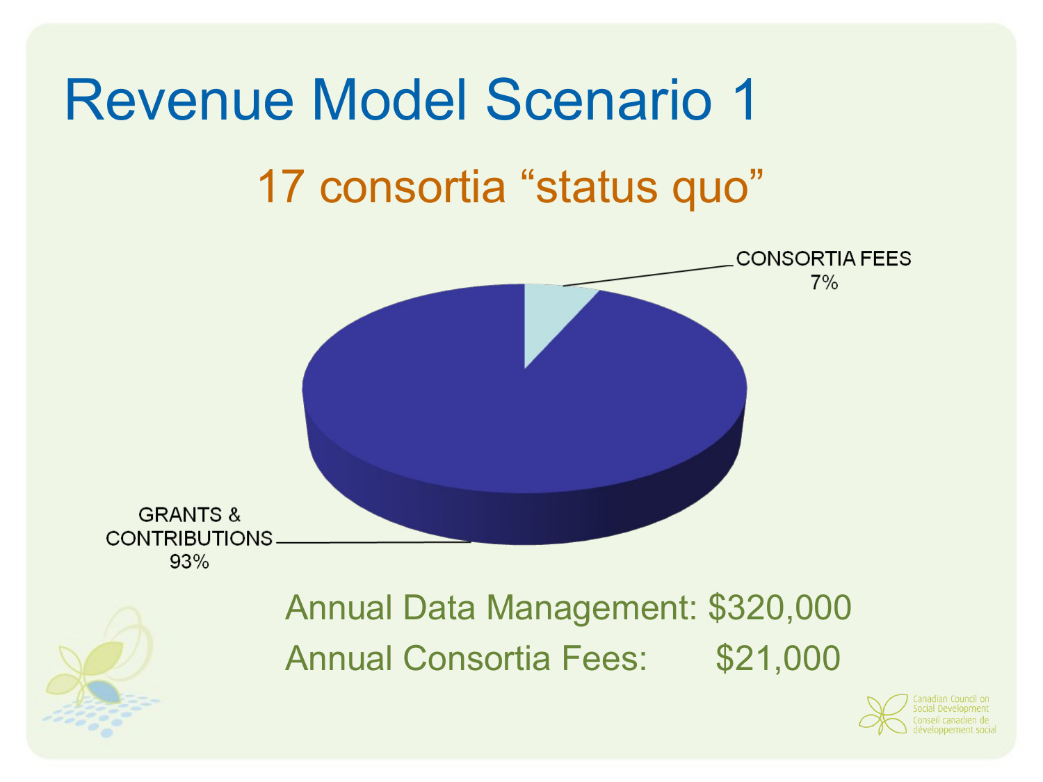# Revenue Model Scenario 1

## 17 consortia "status quo"

CONSORTIA FEES
7%

GRANTS & CONTRIBUTIONS
93%

Annual Data Management: $320,000

Annual Consortia Fees: $21,000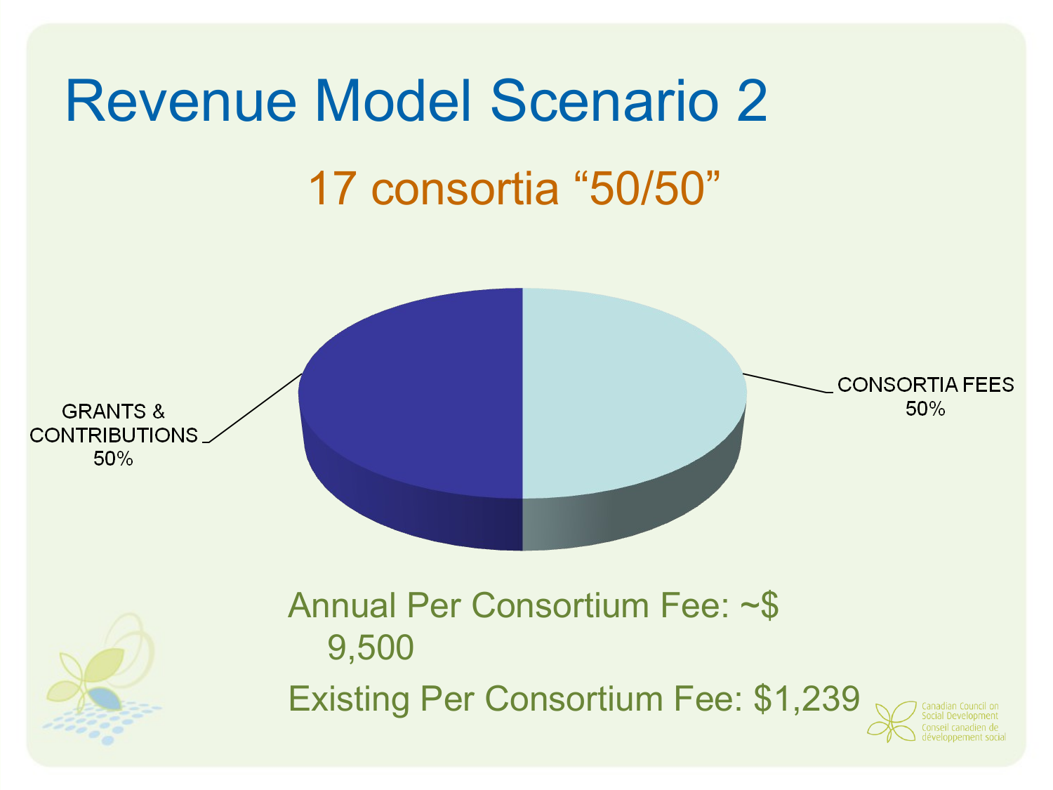# Revenue Model Scenario 2

## 17 consortia “50/50”

GRANTS & CONTRIBUTIONS 50%

CONSORTIA FEES 50%

Annual Per Consortium Fee: ~$ 9,500

Existing Per Consortium Fee: $1,239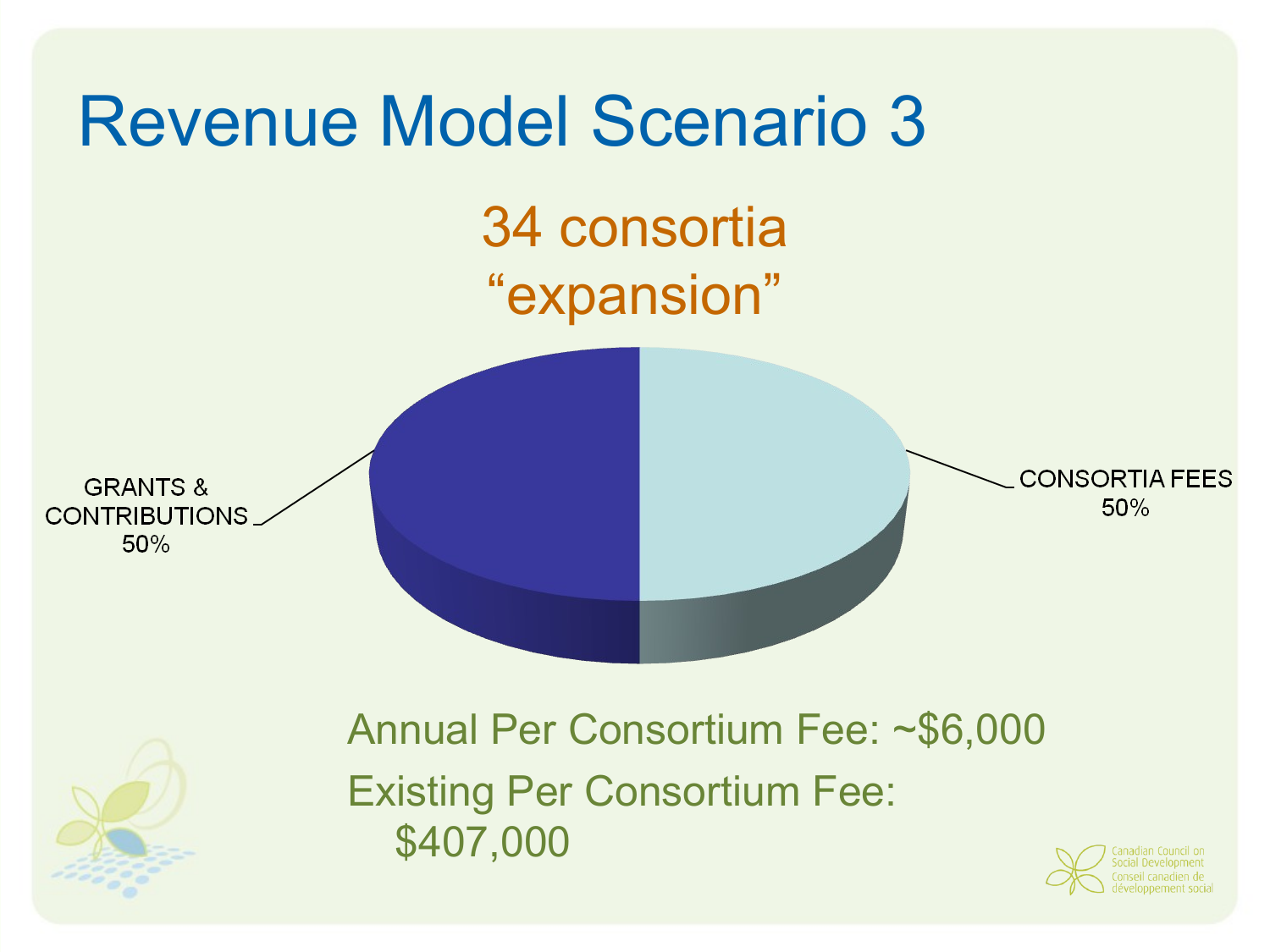# Revenue Model Scenario 3

## 34 consortia "expansion"

GRANTS & CONTRIBUTIONS 50%

CONSORTIA FEES 50%

Annual Per Consortium Fee: ~$6,000

Existing Per Consortium Fee: $407,000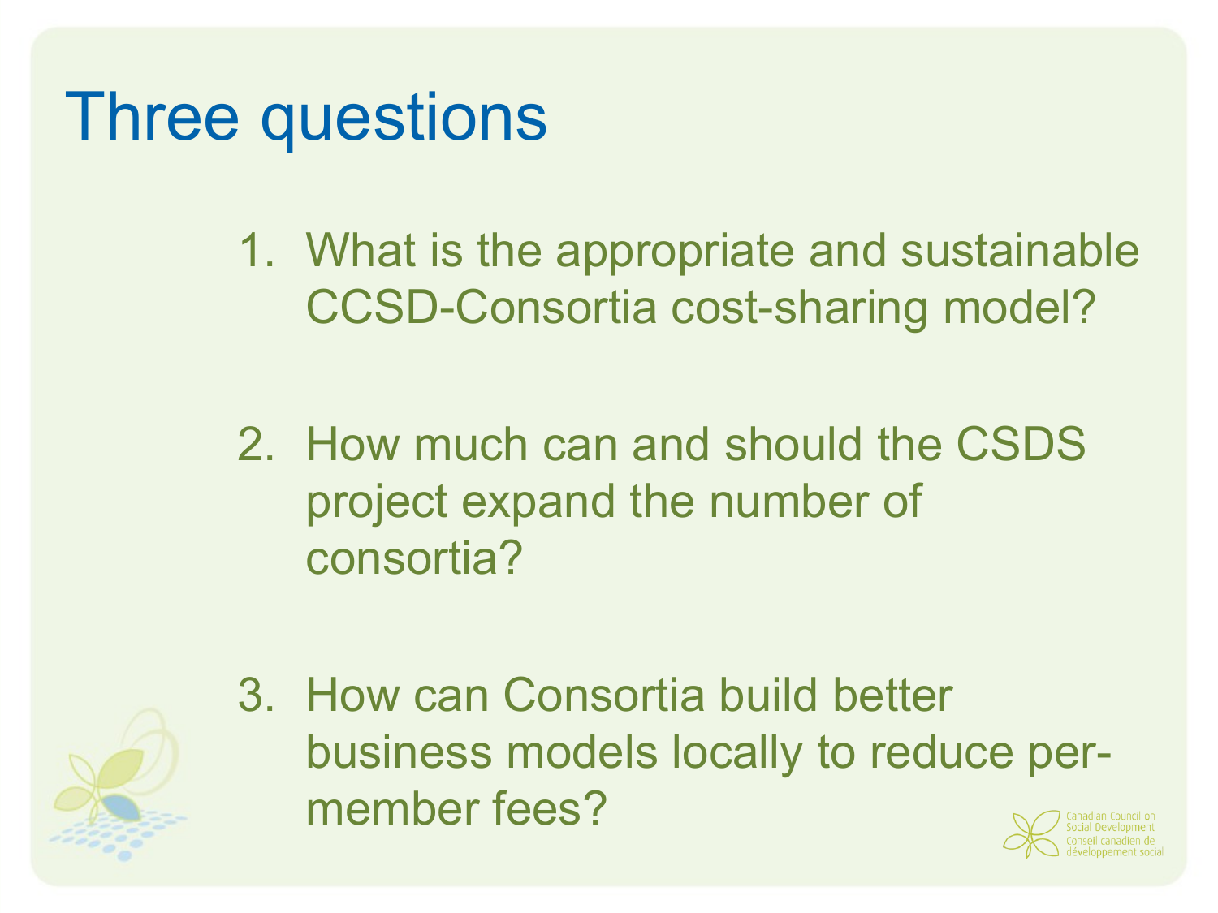# Three questions

1. What is the appropriate and sustainable CCSD-Consortia cost-sharing model?

2. How much can and should the CSDS project expand the number of consortia?

3. How can Consortia build better business models locally to reduce per-member fees?

Canadian Council on Social Development
Conseil canadien de développement social